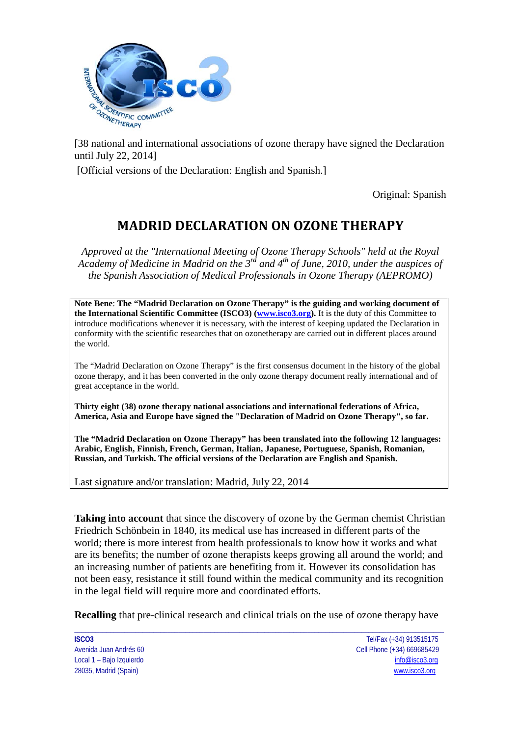[38 national and international associations of ozone therapy have signed the Declaration until July 22, 2014]

[Official versions of the Declaration: English and Spanish.]

Original: Spanish

# MADRID DECLARATION ON OZONE THERAPY

*Approved at the "International Meeting of Ozone Therapy Schools" held at the Royal Academy of Medicine in Madrid on the 3rd and 4th of June, 2010, under the auspices of the Spanish Association of Medical Professionals in Ozone Therapy (AEPROMO)*

**Note Bene**: **The "Madrid Declaration on Ozone Therapy" is the guiding and working document of the International Scientific Committee (ISCO3) (www.isco3.org).** It is the duty of this Committee to introduce modifications whenever it is necessary, with the interest of keeping updated the Declaration in conformity with the scientific researches that on ozonetherapy are carried out in different places around the world.

The "Madrid Declaration on Ozone Therapy" is the first consensus document in the history of the global ozone therapy, and it has been converted in the only ozone therapy document really international and of great acceptance in the world.

**Thirty eight (38) ozone therapy national associations and international federations of Africa, America, Asia and Europe have signed the "Declaration of Madrid on Ozone Therapy", so far.**

**The "Madrid Declaration on Ozone Therapy" has been translated into the following 12 languages: Arabic, English, Finnish, French, German, Italian, Japanese, Portuguese, Spanish, Romanian, Russian, and Turkish. The official versions of the Declaration are English and Spanish.**

Last signature and/or translation: Madrid, July 22, 2014

**Taking into account** that since the discovery of ozone by the German chemist Christian Friedrich Schönbein in 1840, its medical use has increased in different parts of the world; there is more interest from health professionals to know how it works and what are its benefits; the number of ozone therapists keeps growing all around the world; and an increasing number of patients are benefiting from it. However its consolidation has not been easy, resistance it still found within the medical community and its recognition in the legal field will require more and coordinated efforts.

**Recalling** that pre-clinical research and clinical trials on the use of ozone therapy have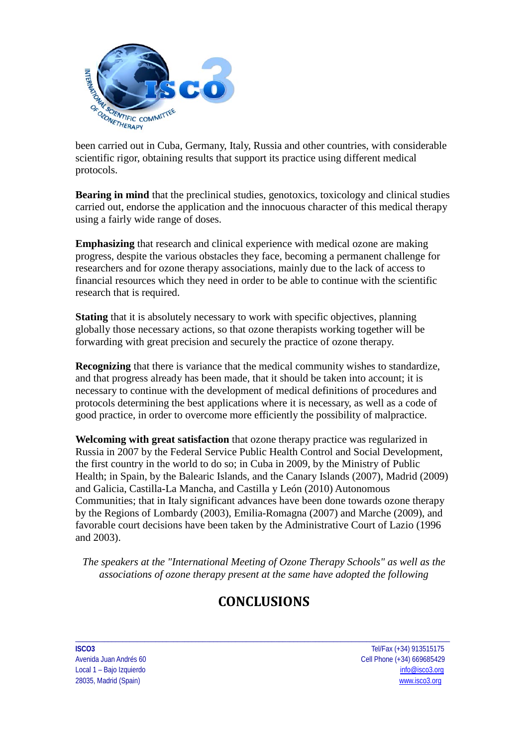been carried out in Cuba, Germany, Italy, Russia and other countries, with considerable scientific rigor, obtaining results that support its practice using different medical protocols.

**Bearing in mind** that the preclinical studies, genotoxics, toxicology and clinical studies carried out, endorse the application and the innocuous character of this medical therapy using a fairly wide range of doses.

**Emphasizing** that research and clinical experience with medical ozone are making progress, despite the various obstacles they face, becoming a permanent challenge for researchers and for ozone therapy associations, mainly due to the lack of access to financial resources which they need in order to be able to continue with the scientific research that is required.

**Stating** that it is absolutely necessary to work with specific objectives, planning globally those necessary actions, so that ozone therapists working together will be forwarding with great precision and securely the practice of ozone therapy.

**Recognizing** that there is variance that the medical community wishes to standardize, and that progress already has been made, that it should be taken into account; it is necessary to continue with the development of medical definitions of procedures and protocols determining the best applications where it is necessary, as well as a code of good practice, in order to overcome more efficiently the possibility of malpractice.

**Welcoming with great satisfaction** that ozone therapy practice was regularized in Russia in 2007 by the Federal Service Public Health Control and Social Development, the first country in the world to do so; in Cuba in 2009, by the Ministry of Public Health; in Spain, by the Balearic Islands, and the Canary Islands (2007), Madrid (2009) and Galicia, Castilla-La Mancha, and Castilla y León (2010) Autonomous Communities; that in Italy significant advances have been done towards ozone therapy by the Regions of Lombardy (2003), Emilia-Romagna (2007) and Marche (2009), and favorable court decisions have been taken by the Administrative Court of Lazio (1996 and 2003).

*The speakers at the "International Meeting of Ozone Therapy Schools" as well as the associations of ozone therapy present at the same have adopted the following*

## CONCLUSIONS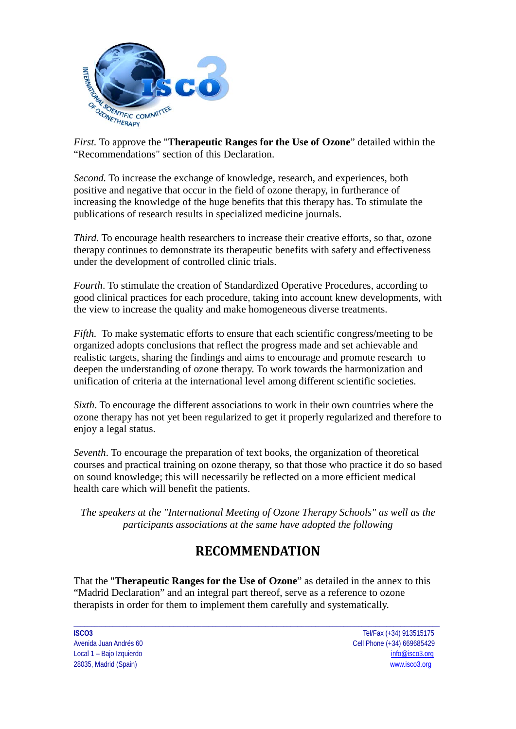*First.* To approve the "**Therapeutic Ranges for the Use of Ozone**" detailed within the "Recommendations" section of this Declaration.

*Second.* To increase the exchange of knowledge, research, and experiences, both positive and negative that occur in the field of ozone therapy, in furtherance of increasing the knowledge of the huge benefits that this therapy has. To stimulate the publications of research results in specialized medicine journals.

*Third.* To encourage health researchers to increase their creative efforts, so that, ozone therapy continues to demonstrate its therapeutic benefits with safety and effectiveness under the development of controlled clinic trials.

*Fourth*. To stimulate the creation of Standardized Operative Procedures, according to good clinical practices for each procedure, taking into account knew developments, with the view to increase the quality and make homogeneous diverse treatments.

*Fifth.* To make systematic efforts to ensure that each scientific congress/meeting to be organized adopts conclusions that reflect the progress made and set achievable and realistic targets, sharing the findings and aims to encourage and promote research to deepen the understanding of ozone therapy. To work towards the harmonization and unification of criteria at the international level among different scientific societies.

*Sixth*. To encourage the different associations to work in their own countries where the ozone therapy has not yet been regularized to get it properly regularized and therefore to enjoy a legal status.

*Seventh*. To encourage the preparation of text books, the organization of theoretical courses and practical training on ozone therapy, so that those who practice it do so based on sound knowledge; this will necessarily be reflected on a more efficient medical health care which will benefit the patients.

*The speakers at the "International Meeting of Ozone Therapy Schools" as well as the participants associations at the same have adopted the following*

## RECOMMENDATION

That the "**Therapeutic Ranges for the Use of Ozone**" as detailed in the annex to this "Madrid Declaration" and an integral part thereof, serve as a reference to ozone therapists in order for them to implement them carefully and systematically.

**ISCO3**
Avenida Juan Andrés 60
Local 1 – Bajo Izquierdo
28035, Madrid (Spain)

Tel/Fax (+34) 913515175
Cell Phone (+34) 669685429
info@isco3.org
www.isco3.org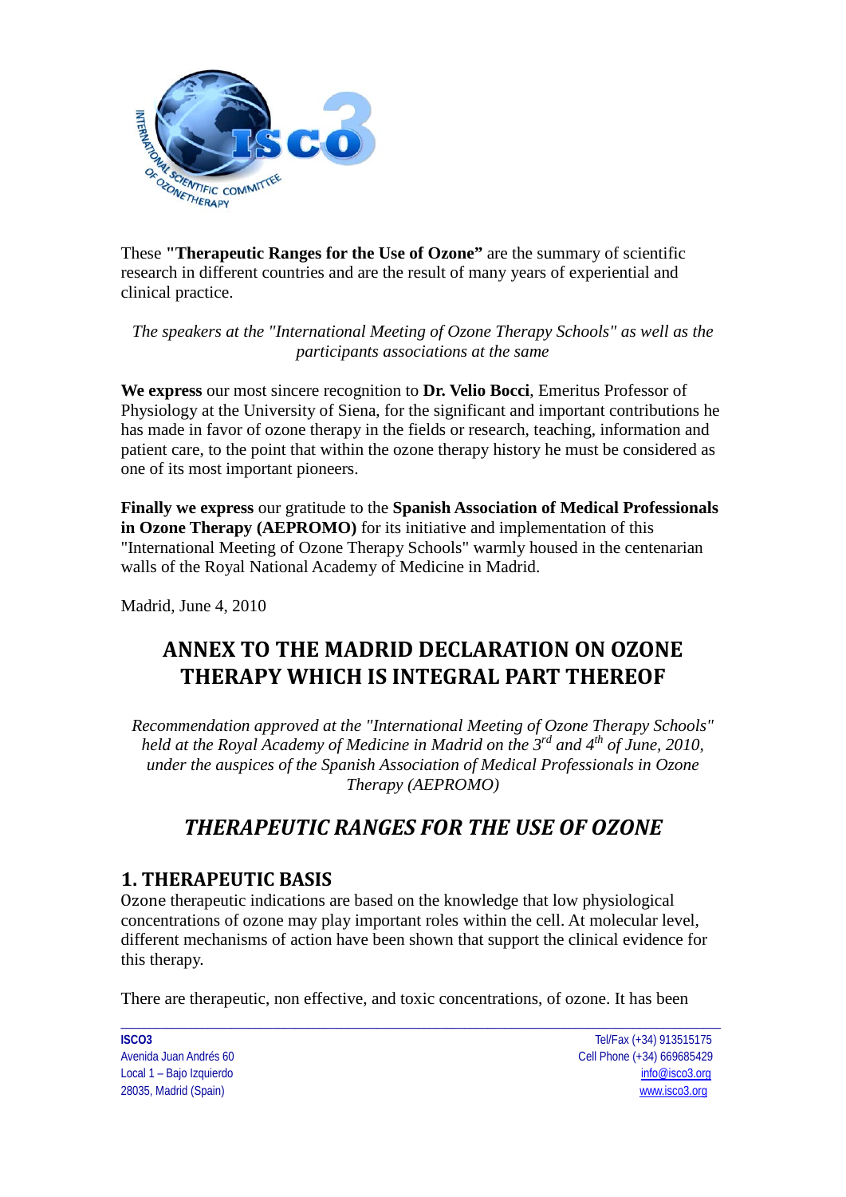These **"Therapeutic Ranges for the Use of Ozone"** are the summary of scientific research in different countries and are the result of many years of experiential and clinical practice.

*The speakers at the "International Meeting of Ozone Therapy Schools" as well as the participants associations at the same*

**We express** our most sincere recognition to **Dr. Velio Bocci**, Emeritus Professor of Physiology at the University of Siena, for the significant and important contributions he has made in favor of ozone therapy in the fields or research, teaching, information and patient care, to the point that within the ozone therapy history he must be considered as one of its most important pioneers.

**Finally we express** our gratitude to the **Spanish Association of Medical Professionals in Ozone Therapy (AEPROMO)** for its initiative and implementation of this "International Meeting of Ozone Therapy Schools" warmly housed in the centenarian walls of the Royal National Academy of Medicine in Madrid.

Madrid, June 4, 2010

# ANNEX TO THE MADRID DECLARATION ON OZONE THERAPY WHICH IS INTEGRAL PART THEREOF

*Recommendation approved at the "International Meeting of Ozone Therapy Schools" held at the Royal Academy of Medicine in Madrid on the 3rd and 4th of June, 2010, under the auspices of the Spanish Association of Medical Professionals in Ozone Therapy (AEPROMO)*

# *THERAPEUTIC RANGES FOR THE USE OF OZONE*

## 1. THERAPEUTIC BASIS

Ozone therapeutic indications are based on the knowledge that low physiological concentrations of ozone may play important roles within the cell. At molecular level, different mechanisms of action have been shown that support the clinical evidence for this therapy.

There are therapeutic, non effective, and toxic concentrations, of ozone. It has been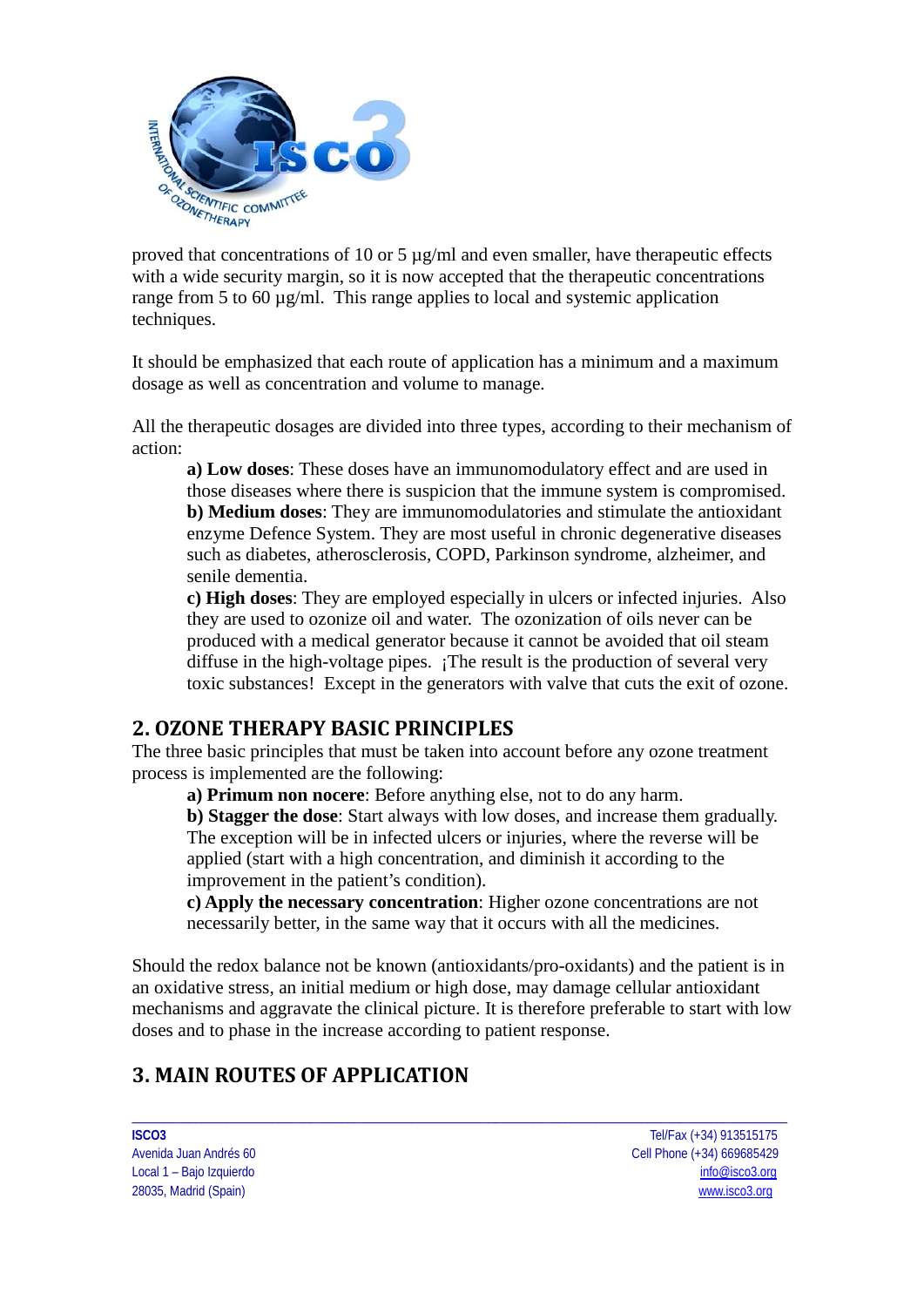proved that concentrations of 10 or 5 µg/ml and even smaller, have therapeutic effects with a wide security margin, so it is now accepted that the therapeutic concentrations range from 5 to 60 µg/ml. This range applies to local and systemic application techniques.

It should be emphasized that each route of application has a minimum and a maximum dosage as well as concentration and volume to manage.

All the therapeutic dosages are divided into three types, according to their mechanism of action:

**a) Low doses**: These doses have an immunomodulatory effect and are used in those diseases where there is suspicion that the immune system is compromised.
**b) Medium doses**: They are immunomodulatories and stimulate the antioxidant enzyme Defence System. They are most useful in chronic degenerative diseases such as diabetes, atherosclerosis, COPD, Parkinson syndrome, alzheimer, and senile dementia.
**c) High doses**: They are employed especially in ulcers or infected injuries. Also they are used to ozonize oil and water. The ozonization of oils never can be produced with a medical generator because it cannot be avoided that oil steam diffuse in the high-voltage pipes. ¡The result is the production of several very toxic substances! Except in the generators with valve that cuts the exit of ozone.

## 2. OZONE THERAPY BASIC PRINCIPLES

The three basic principles that must be taken into account before any ozone treatment process is implemented are the following:

**a) Primum non nocere**: Before anything else, not to do any harm.
**b) Stagger the dose**: Start always with low doses, and increase them gradually. The exception will be in infected ulcers or injuries, where the reverse will be applied (start with a high concentration, and diminish it according to the improvement in the patient's condition).
**c) Apply the necessary concentration**: Higher ozone concentrations are not necessarily better, in the same way that it occurs with all the medicines.

Should the redox balance not be known (antioxidants/pro-oxidants) and the patient is in an oxidative stress, an initial medium or high dose, may damage cellular antioxidant mechanisms and aggravate the clinical picture. It is therefore preferable to start with low doses and to phase in the increase according to patient response.

## 3. MAIN ROUTES OF APPLICATION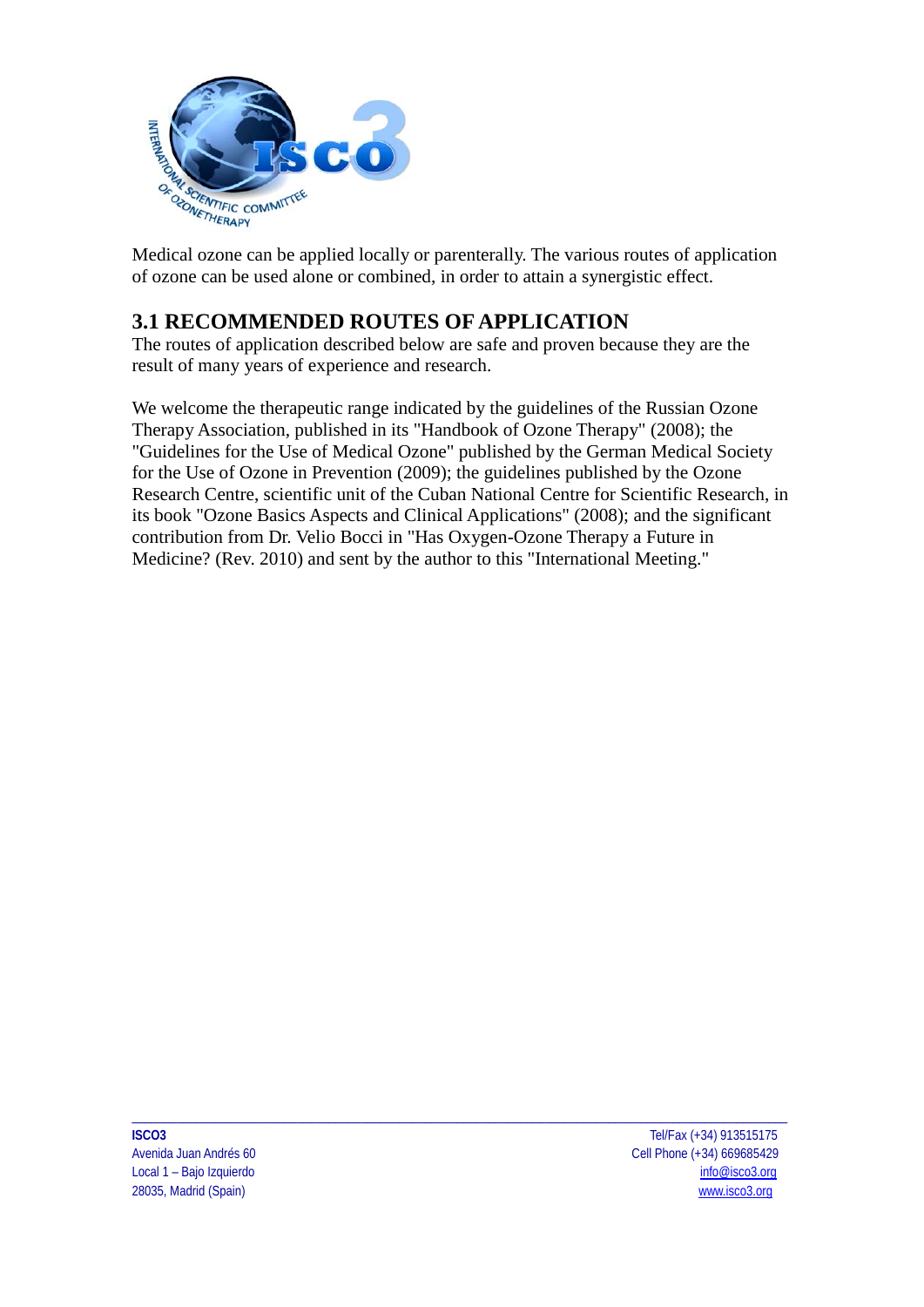Medical ozone can be applied locally or parenterally. The various routes of application of ozone can be used alone or combined, in order to attain a synergistic effect.

## 3.1 RECOMMENDED ROUTES OF APPLICATION

The routes of application described below are safe and proven because they are the result of many years of experience and research.

We welcome the therapeutic range indicated by the guidelines of the Russian Ozone Therapy Association, published in its "Handbook of Ozone Therapy" (2008); the "Guidelines for the Use of Medical Ozone" published by the German Medical Society for the Use of Ozone in Prevention (2009); the guidelines published by the Ozone Research Centre, scientific unit of the Cuban National Centre for Scientific Research, in its book "Ozone Basics Aspects and Clinical Applications" (2008); and the significant contribution from Dr. Velio Bocci in "Has Oxygen-Ozone Therapy a Future in Medicine? (Rev. 2010) and sent by the author to this "International Meeting."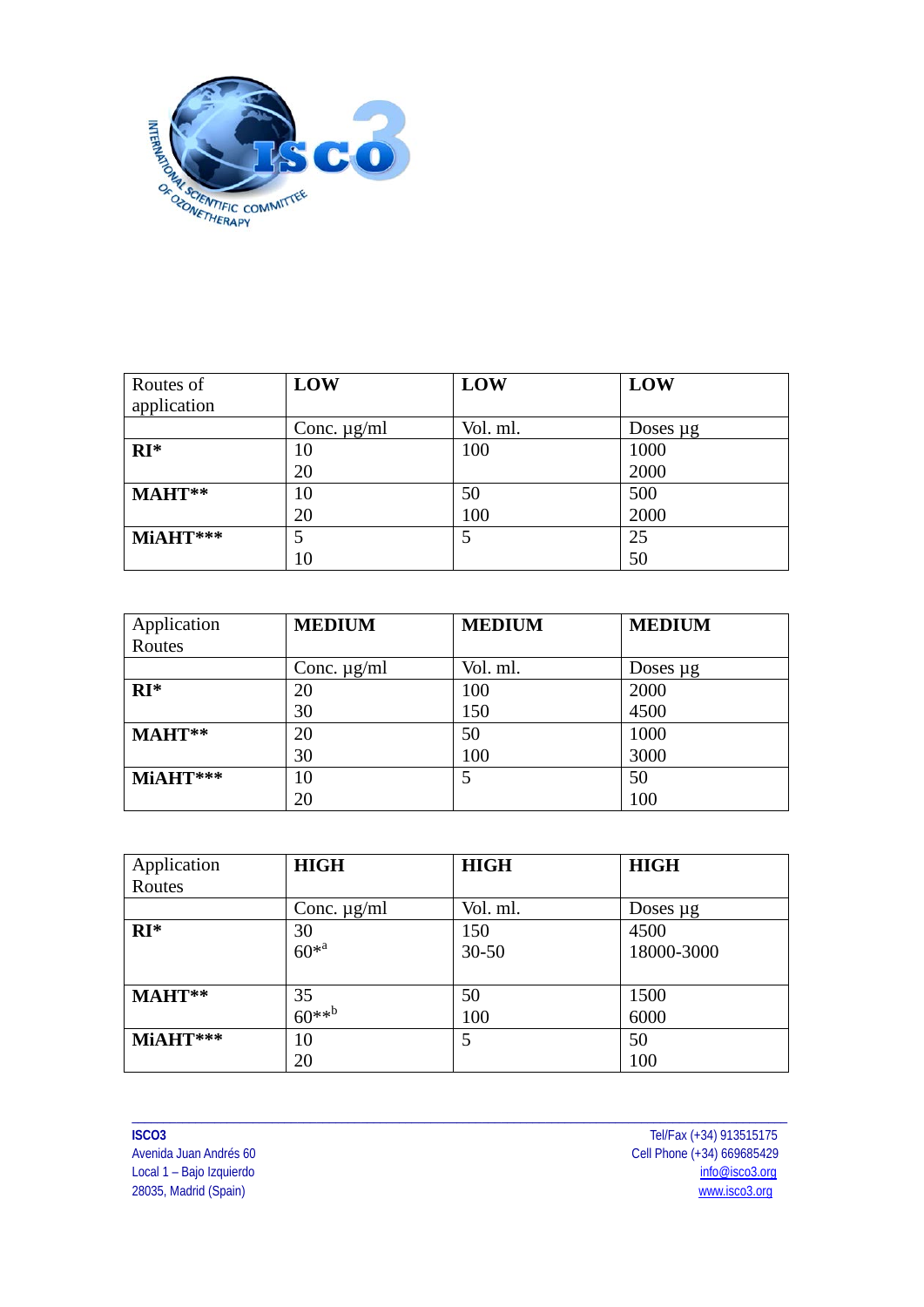| Routes of application | LOW | LOW | LOW |
|---|---|---|---|
| | Conc. µg/ml | Vol. ml. | Doses µg |
| **RI*** | 10<br>20 | 100 | 1000<br>2000 |
| **MAHT**** | 10<br>20 | 50<br>100 | 500<br>2000 |
| **MiAHT***** | 5<br>10 | 5 | 25<br>50 |

| Application Routes | MEDIUM | MEDIUM | MEDIUM |
|---|---|---|---|
| | Conc. µg/ml | Vol. ml. | Doses µg |
| **RI*** | 20<br>30 | 100<br>150 | 2000<br>4500 |
| **MAHT**** | 20<br>30 | 50<br>100 | 1000<br>3000 |
| **MiAHT***** | 10<br>20 | 5 | 50<br>100 |

| Application Routes | HIGH | HIGH | HIGH |
|---|---|---|---|
| | Conc. µg/ml | Vol. ml. | Doses µg |
| **RI*** | 30<br>60*[a] | 150<br>30-50 | 4500<br>18000-3000 |
| **MAHT**** | 35<br>60**[b] | 50<br>100 | 1500<br>6000 |
| **MiAHT***** | 10<br>20 | 5 | 50<br>100 |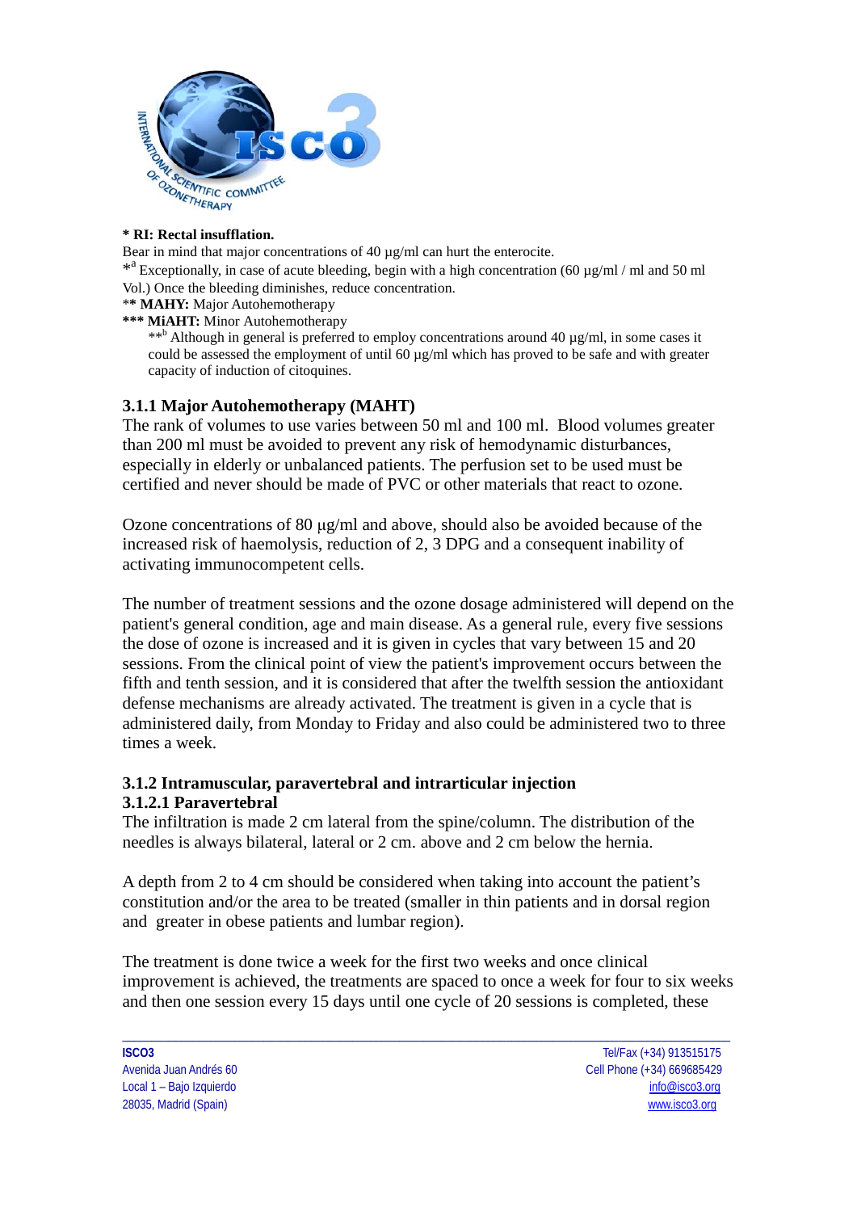**\* RI: Rectal insufflation.**

Bear in mind that major concentrations of 40 µg/ml can hurt the enterocite.

*[a] Exceptionally, in case of acute bleeding, begin with a high concentration (60 µg/ml / ml and 50 ml Vol.) Once the bleeding diminishes, reduce concentration.

\*\* **MAHY:** Major Autohemotherapy

**\*\*\* MiAHT:** Minor Autohemotherapy

> **[b] Although in general is preferred to employ concentrations around 40 µg/ml, in some cases it could be assessed the employment of until 60 µg/ml which has proved to be safe and with greater capacity of induction of citoquines.

### 3.1.1 Major Autohemotherapy (MAHT)

The rank of volumes to use varies between 50 ml and 100 ml. Blood volumes greater than 200 ml must be avoided to prevent any risk of hemodynamic disturbances, especially in elderly or unbalanced patients. The perfusion set to be used must be certified and never should be made of PVC or other materials that react to ozone.

Ozone concentrations of 80 µg/ml and above, should also be avoided because of the increased risk of haemolysis, reduction of 2, 3 DPG and a consequent inability of activating immunocompetent cells.

The number of treatment sessions and the ozone dosage administered will depend on the patient's general condition, age and main disease. As a general rule, every five sessions the dose of ozone is increased and it is given in cycles that vary between 15 and 20 sessions. From the clinical point of view the patient's improvement occurs between the fifth and tenth session, and it is considered that after the twelfth session the antioxidant defense mechanisms are already activated. The treatment is given in a cycle that is administered daily, from Monday to Friday and also could be administered two to three times a week.

### 3.1.2 Intramuscular, paravertebral and intrarticular injection

#### 3.1.2.1 Paravertebral

The infiltration is made 2 cm lateral from the spine/column. The distribution of the needles is always bilateral, lateral or 2 cm. above and 2 cm below the hernia.

A depth from 2 to 4 cm should be considered when taking into account the patient's constitution and/or the area to be treated (smaller in thin patients and in dorsal region and greater in obese patients and lumbar region).

The treatment is done twice a week for the first two weeks and once clinical improvement is achieved, the treatments are spaced to once a week for four to six weeks and then one session every 15 days until one cycle of 20 sessions is completed, these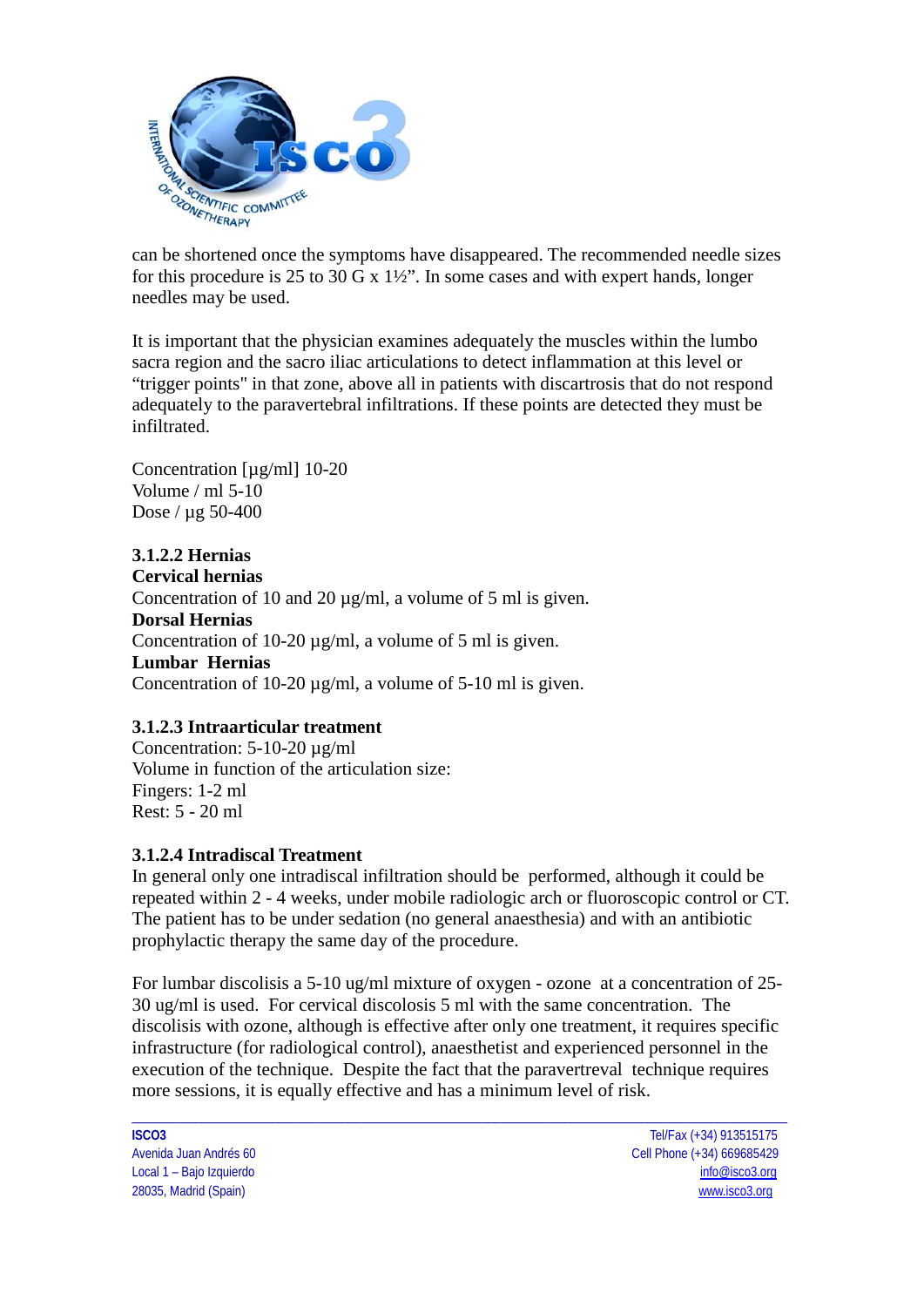can be shortened once the symptoms have disappeared. The recommended needle sizes for this procedure is 25 to 30 G x 1½". In some cases and with expert hands, longer needles may be used.

It is important that the physician examines adequately the muscles within the lumbo sacra region and the sacro iliac articulations to detect inflammation at this level or "trigger points" in that zone, above all in patients with discartrosis that do not respond adequately to the paravertebral infiltrations. If these points are detected they must be infiltrated.

Concentration [µg/ml] 10-20
Volume / ml 5-10
Dose / µg 50-400

#### 3.1.2.2 Hernias

**Cervical hernias**
Concentration of 10 and 20 µg/ml, a volume of 5 ml is given.
**Dorsal Hernias**
Concentration of 10-20 µg/ml, a volume of 5 ml is given.
**Lumbar Hernias**
Concentration of 10-20 µg/ml, a volume of 5-10 ml is given.

#### 3.1.2.3 Intraarticular treatment

Concentration: 5-10-20 µg/ml
Volume in function of the articulation size:
Fingers: 1-2 ml
Rest: 5 - 20 ml

#### 3.1.2.4 Intradiscal Treatment

In general only one intradiscal infiltration should be performed, although it could be repeated within 2 - 4 weeks, under mobile radiologic arch or fluoroscopic control or CT. The patient has to be under sedation (no general anaesthesia) and with an antibiotic prophylactic therapy the same day of the procedure.

For lumbar discolisis a 5-10 ug/ml mixture of oxygen - ozone at a concentration of 25-30 ug/ml is used. For cervical discolosis 5 ml with the same concentration. The discolisis with ozone, although is effective after only one treatment, it requires specific infrastructure (for radiological control), anaesthetist and experienced personnel in the execution of the technique. Despite the fact that the paravertreval technique requires more sessions, it is equally effective and has a minimum level of risk.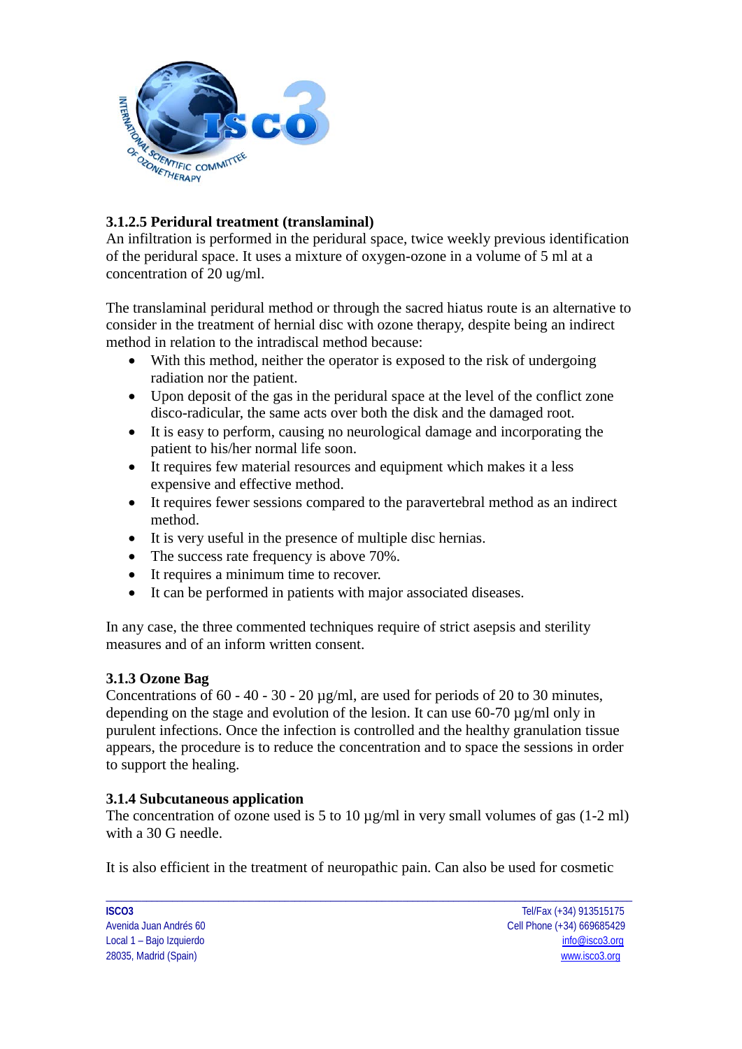**3.1.2.5 Peridural treatment (translaminal)**

An infiltration is performed in the peridural space, twice weekly previous identification of the peridural space. It uses a mixture of oxygen-ozone in a volume of 5 ml at a concentration of 20 ug/ml.

The translaminal peridural method or through the sacred hiatus route is an alternative to consider in the treatment of hernial disc with ozone therapy, despite being an indirect method in relation to the intradiscal method because:

- With this method, neither the operator is exposed to the risk of undergoing radiation nor the patient.
- Upon deposit of the gas in the peridural space at the level of the conflict zone disco-radicular, the same acts over both the disk and the damaged root.
- It is easy to perform, causing no neurological damage and incorporating the patient to his/her normal life soon.
- It requires few material resources and equipment which makes it a less expensive and effective method.
- It requires fewer sessions compared to the paravertebral method as an indirect method.
- It is very useful in the presence of multiple disc hernias.
- The success rate frequency is above 70%.
- It requires a minimum time to recover.
- It can be performed in patients with major associated diseases.

In any case, the three commented techniques require of strict asepsis and sterility measures and of an inform written consent.

**3.1.3 Ozone Bag**

Concentrations of 60 - 40 - 30 - 20 µg/ml, are used for periods of 20 to 30 minutes, depending on the stage and evolution of the lesion. It can use 60-70 µg/ml only in purulent infections. Once the infection is controlled and the healthy granulation tissue appears, the procedure is to reduce the concentration and to space the sessions in order to support the healing.

**3.1.4 Subcutaneous application**

The concentration of ozone used is 5 to 10 µg/ml in very small volumes of gas (1-2 ml) with a 30 G needle.

It is also efficient in the treatment of neuropathic pain. Can also be used for cosmetic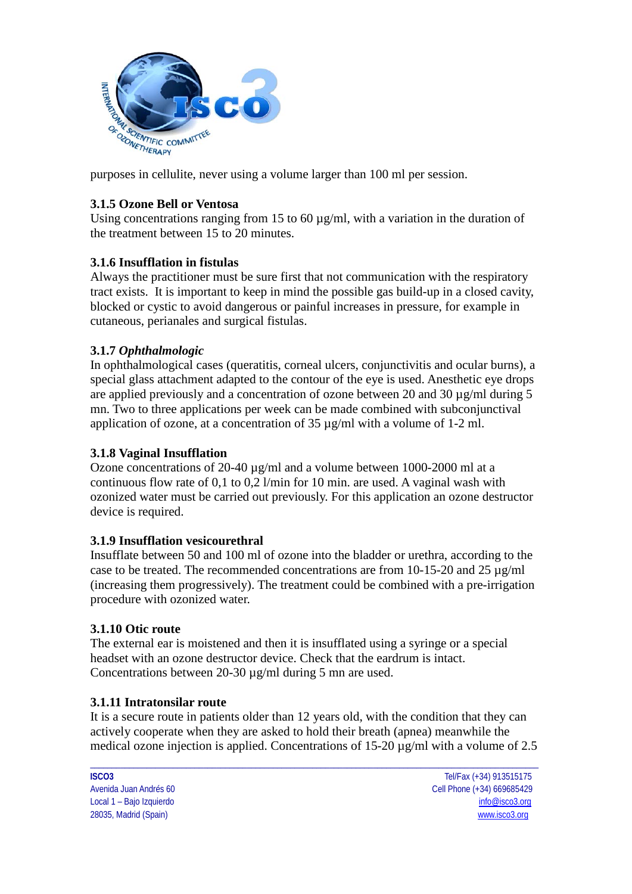purposes in cellulite, never using a volume larger than 100 ml per session.

### 3.1.5 Ozone Bell or Ventosa

Using concentrations ranging from 15 to 60 µg/ml, with a variation in the duration of the treatment between 15 to 20 minutes.

### 3.1.6 Insufflation in fistulas

Always the practitioner must be sure first that not communication with the respiratory tract exists. It is important to keep in mind the possible gas build-up in a closed cavity, blocked or cystic to avoid dangerous or painful increases in pressure, for example in cutaneous, perianales and surgical fistulas.

### 3.1.7 *Ophthalmologic*

In ophthalmological cases (queratitis, corneal ulcers, conjunctivitis and ocular burns), a special glass attachment adapted to the contour of the eye is used. Anesthetic eye drops are applied previously and a concentration of ozone between 20 and 30 µg/ml during 5 mn. Two to three applications per week can be made combined with subconjunctival application of ozone, at a concentration of 35 µg/ml with a volume of 1-2 ml.

### 3.1.8 Vaginal Insufflation

Ozone concentrations of 20-40 µg/ml and a volume between 1000-2000 ml at a continuous flow rate of 0,1 to 0,2 l/min for 10 min. are used. A vaginal wash with ozonized water must be carried out previously. For this application an ozone destructor device is required.

### 3.1.9 Insufflation vesicourethral

Insufflate between 50 and 100 ml of ozone into the bladder or urethra, according to the case to be treated. The recommended concentrations are from 10-15-20 and 25 µg/ml (increasing them progressively). The treatment could be combined with a pre-irrigation procedure with ozonized water.

### 3.1.10 Otic route

The external ear is moistened and then it is insufflated using a syringe or a special headset with an ozone destructor device. Check that the eardrum is intact. Concentrations between 20-30 µg/ml during 5 mn are used.

### 3.1.11 Intratonsilar route

It is a secure route in patients older than 12 years old, with the condition that they can actively cooperate when they are asked to hold their breath (apnea) meanwhile the medical ozone injection is applied. Concentrations of 15-20 µg/ml with a volume of 2.5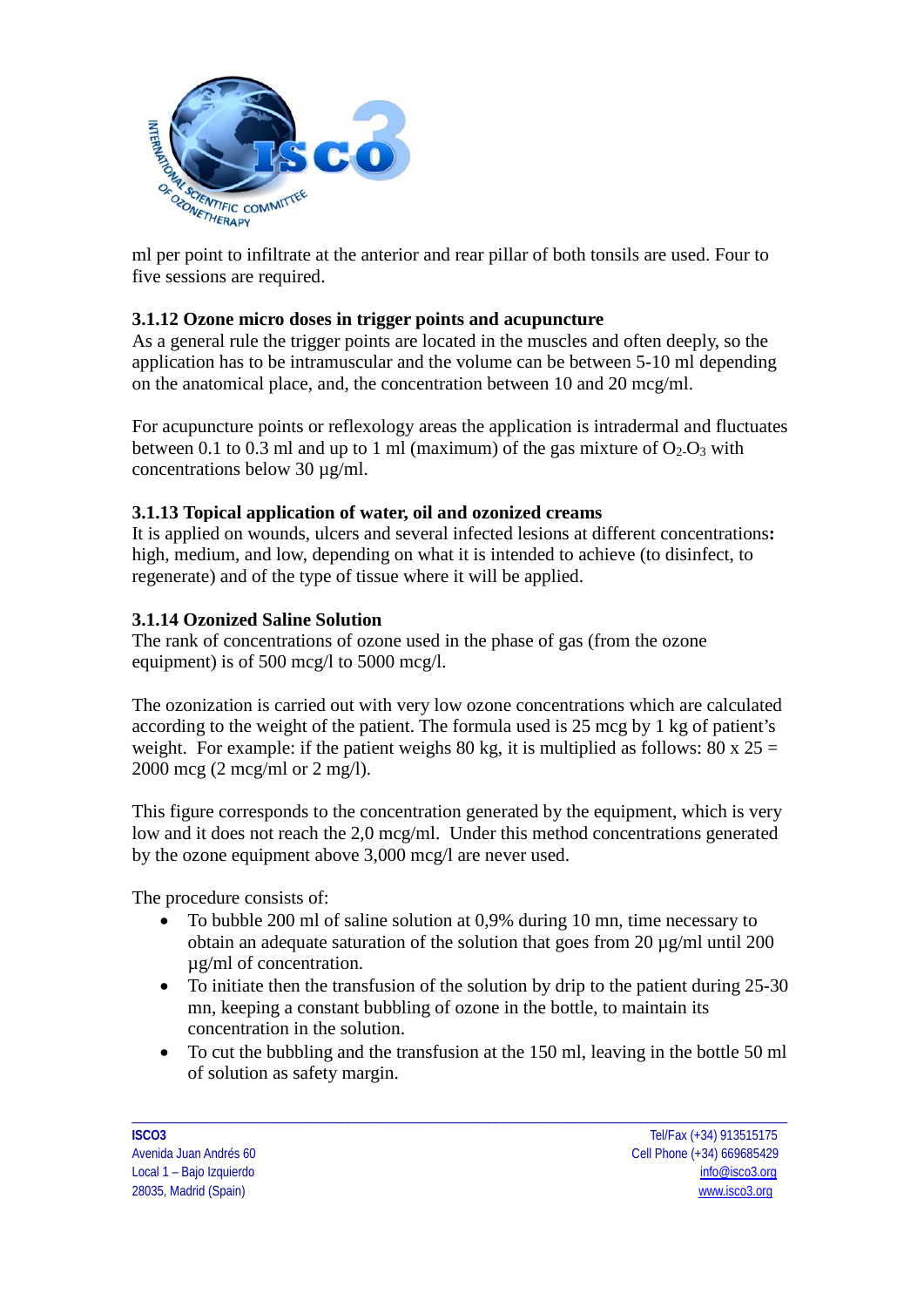ml per point to infiltrate at the anterior and rear pillar of both tonsils are used. Four to five sessions are required.

### 3.1.12 Ozone micro doses in trigger points and acupuncture

As a general rule the trigger points are located in the muscles and often deeply, so the application has to be intramuscular and the volume can be between 5-10 ml depending on the anatomical place, and, the concentration between 10 and 20 mcg/ml.

For acupuncture points or reflexology areas the application is intradermal and fluctuates between 0.1 to 0.3 ml and up to 1 ml (maximum) of the gas mixture of $O_2$-$O_3$ with concentrations below 30 µg/ml.

### 3.1.13 Topical application of water, oil and ozonized creams

It is applied on wounds, ulcers and several infected lesions at different concentrations**:** high, medium, and low, depending on what it is intended to achieve (to disinfect, to regenerate) and of the type of tissue where it will be applied.

### 3.1.14 Ozonized Saline Solution

The rank of concentrations of ozone used in the phase of gas (from the ozone equipment) is of 500 mcg/l to 5000 mcg/l.

The ozonization is carried out with very low ozone concentrations which are calculated according to the weight of the patient. The formula used is 25 mcg by 1 kg of patient's weight. For example: if the patient weighs 80 kg, it is multiplied as follows: 80 x 25 = 2000 mcg (2 mcg/ml or 2 mg/l).

This figure corresponds to the concentration generated by the equipment, which is very low and it does not reach the 2,0 mcg/ml. Under this method concentrations generated by the ozone equipment above 3,000 mcg/l are never used.

The procedure consists of:

- To bubble 200 ml of saline solution at 0,9% during 10 mn, time necessary to obtain an adequate saturation of the solution that goes from 20 µg/ml until 200 µg/ml of concentration.
- To initiate then the transfusion of the solution by drip to the patient during 25-30 mn, keeping a constant bubbling of ozone in the bottle, to maintain its concentration in the solution.
- To cut the bubbling and the transfusion at the 150 ml, leaving in the bottle 50 ml of solution as safety margin.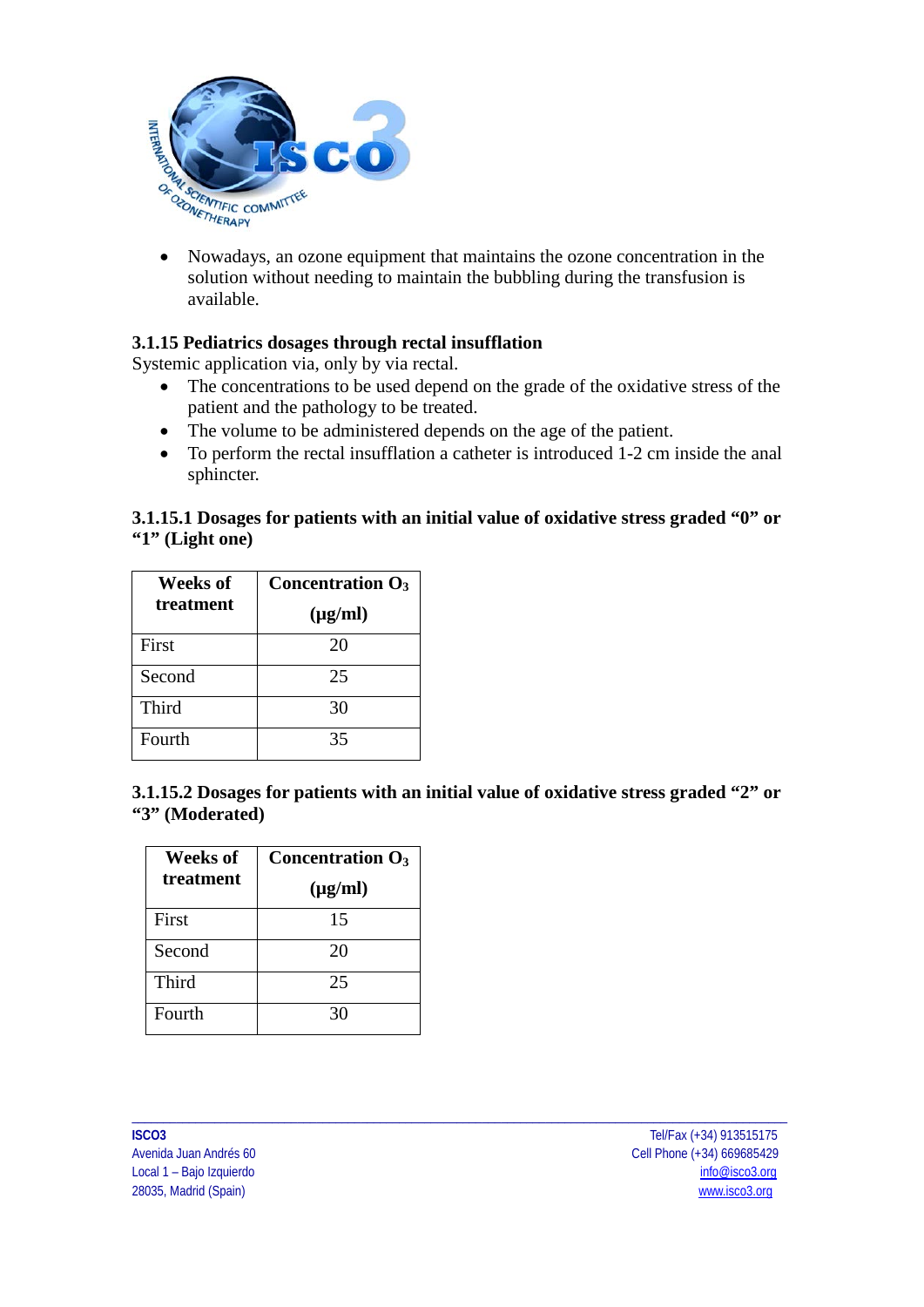- Nowadays, an ozone equipment that maintains the ozone concentration in the solution without needing to maintain the bubbling during the transfusion is available.

### 3.1.15 Pediatrics dosages through rectal insufflation

Systemic application via, only by via rectal.

- The concentrations to be used depend on the grade of the oxidative stress of the patient and the pathology to be treated.
- The volume to be administered depends on the age of the patient.
- To perform the rectal insufflation a catheter is introduced 1-2 cm inside the anal sphincter.

#### 3.1.15.1 Dosages for patients with an initial value of oxidative stress graded “0” or “1” (Light one)

| Weeks of treatment | Concentration $O_3$ (μg/ml) |
|---|---|
| First | 20 |
| Second | 25 |
| Third | 30 |
| Fourth | 35 |

#### 3.1.15.2 Dosages for patients with an initial value of oxidative stress graded “2” or “3” (Moderated)

| Weeks of treatment | Concentration $O_3$ (μg/ml) |
|---|---|
| First | 15 |
| Second | 20 |
| Third | 25 |
| Fourth | 30 |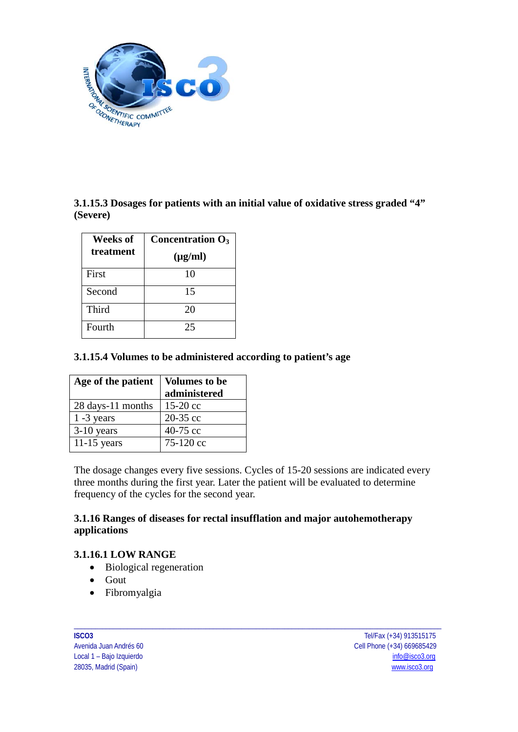### 3.1.15.3 Dosages for patients with an initial value of oxidative stress graded "4" (Severe)

| Weeks of treatment | Concentration $O_3$ (μg/ml) |
|---|---|
| First | 10 |
| Second | 15 |
| Third | 20 |
| Fourth | 25 |

### 3.1.15.4 Volumes to be administered according to patient's age

| Age of the patient | Volumes to be administered |
|---|---|
| 28 days-11 months | 15-20 cc |
| 1 -3 years | 20-35 cc |
| 3-10 years | 40-75 cc |
| 11-15 years | 75-120 cc |

The dosage changes every five sessions. Cycles of 15-20 sessions are indicated every three months during the first year. Later the patient will be evaluated to determine frequency of the cycles for the second year.

## 3.1.16 Ranges of diseases for rectal insufflation and major autohemotherapy applications

### 3.1.16.1 LOW RANGE

- Biological regeneration
- Gout
- Fibromyalgia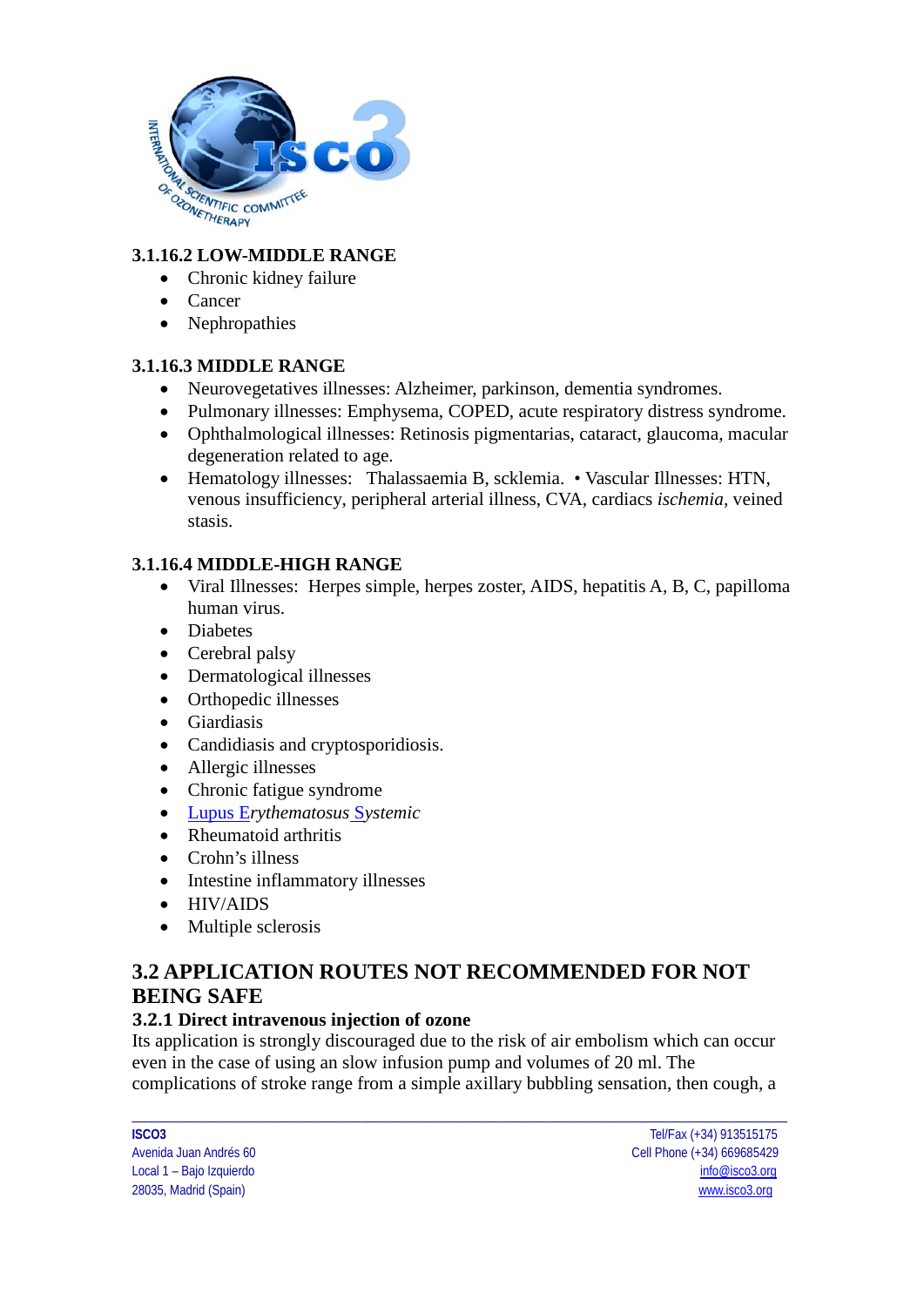### 3.1.16.2 LOW-MIDDLE RANGE

- Chronic kidney failure
- Cancer
- Nephropathies

### 3.1.16.3 MIDDLE RANGE

- Neurovegetatives illnesses: Alzheimer, parkinson, dementia syndromes.
- Pulmonary illnesses: Emphysema, COPED, acute respiratory distress syndrome.
- Ophthalmological illnesses: Retinosis pigmentarias, cataract, glaucoma, macular degeneration related to age.
- Hematology illnesses: Thalassaemia B, scklemia. • Vascular Illnesses: HTN, venous insufficiency, peripheral arterial illness, CVA, cardiacs *ischemia*, veined stasis.

### 3.1.16.4 MIDDLE-HIGH RANGE

- Viral Illnesses: Herpes simple, herpes zoster, AIDS, hepatitis A, B, C, papilloma human virus.
- Diabetes
- Cerebral palsy
- Dermatological illnesses
- Orthopedic illnesses
- Giardiasis
- Candidiasis and cryptosporidiosis.
- Allergic illnesses
- Chronic fatigue syndrome
- Lupus E*rythematosus* S*ystemic*
- Rheumatoid arthritis
- Crohn's illness
- Intestine inflammatory illnesses
- HIV/AIDS
- Multiple sclerosis

## 3.2 APPLICATION ROUTES NOT RECOMMENDED FOR NOT BEING SAFE

### 3.2.1 Direct intravenous injection of ozone

Its application is strongly discouraged due to the risk of air embolism which can occur even in the case of using an slow infusion pump and volumes of 20 ml. The complications of stroke range from a simple axillary bubbling sensation, then cough, a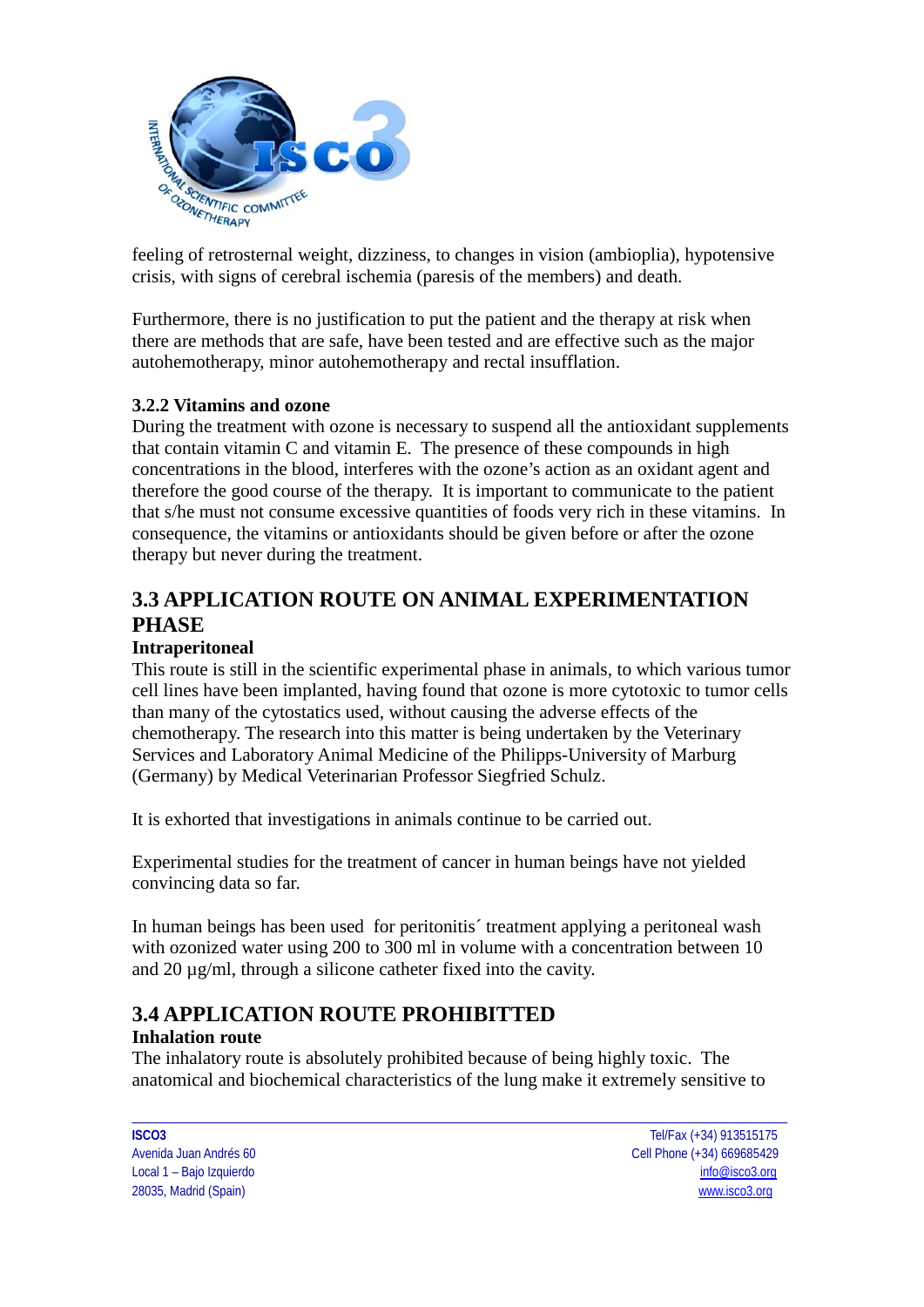feeling of retrosternal weight, dizziness, to changes in vision (ambioplia), hypotensive crisis, with signs of cerebral ischemia (paresis of the members) and death.

Furthermore, there is no justification to put the patient and the therapy at risk when there are methods that are safe, have been tested and are effective such as the major autohemotherapy, minor autohemotherapy and rectal insufflation.

### 3.2.2 Vitamins and ozone

During the treatment with ozone is necessary to suspend all the antioxidant supplements that contain vitamin C and vitamin E. The presence of these compounds in high concentrations in the blood, interferes with the ozone's action as an oxidant agent and therefore the good course of the therapy. It is important to communicate to the patient that s/he must not consume excessive quantities of foods very rich in these vitamins. In consequence, the vitamins or antioxidants should be given before or after the ozone therapy but never during the treatment.

## 3.3 APPLICATION ROUTE ON ANIMAL EXPERIMENTATION PHASE

**Intraperitoneal**

This route is still in the scientific experimental phase in animals, to which various tumor cell lines have been implanted, having found that ozone is more cytotoxic to tumor cells than many of the cytostatics used, without causing the adverse effects of the chemotherapy. The research into this matter is being undertaken by the Veterinary Services and Laboratory Animal Medicine of the Philipps-University of Marburg (Germany) by Medical Veterinarian Professor Siegfried Schulz.

It is exhorted that investigations in animals continue to be carried out.

Experimental studies for the treatment of cancer in human beings have not yielded convincing data so far.

In human beings has been used for peritonitis´ treatment applying a peritoneal wash with ozonized water using 200 to 300 ml in volume with a concentration between 10 and 20 µg/ml, through a silicone catheter fixed into the cavity.

## 3.4 APPLICATION ROUTE PROHIBITTED

**Inhalation route**

The inhalatory route is absolutely prohibited because of being highly toxic. The anatomical and biochemical characteristics of the lung make it extremely sensitive to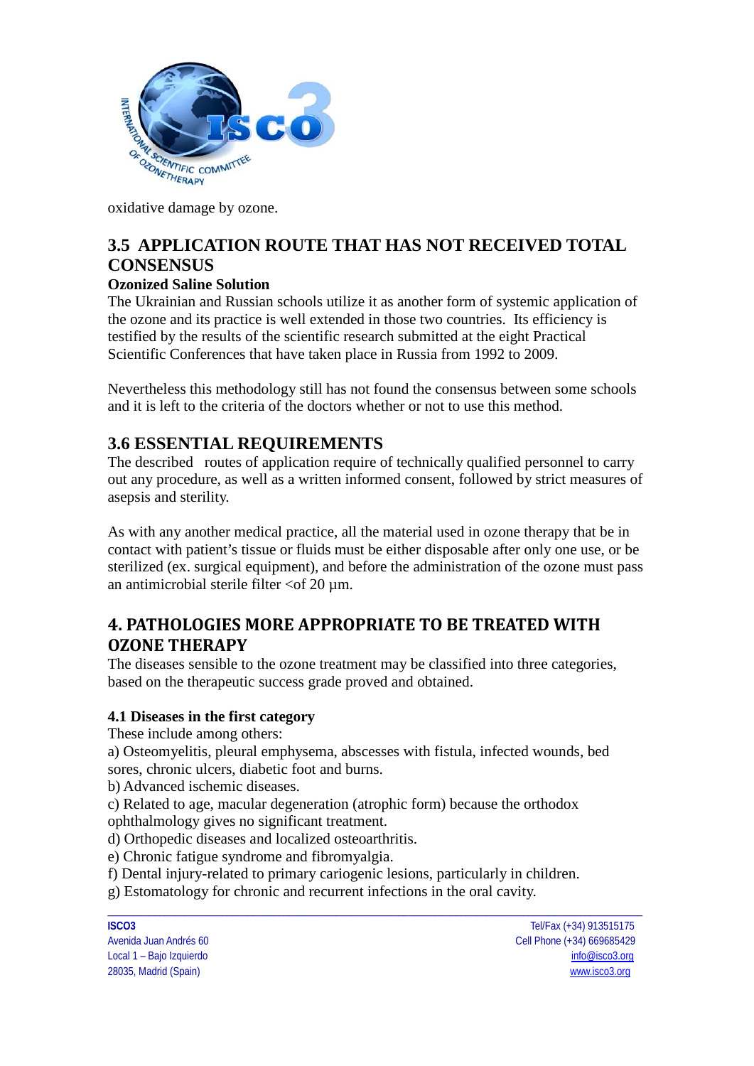oxidative damage by ozone.

## 3.5 APPLICATION ROUTE THAT HAS NOT RECEIVED TOTAL CONSENSUS

**Ozonized Saline Solution**

The Ukrainian and Russian schools utilize it as another form of systemic application of the ozone and its practice is well extended in those two countries. Its efficiency is testified by the results of the scientific research submitted at the eight Practical Scientific Conferences that have taken place in Russia from 1992 to 2009.

Nevertheless this methodology still has not found the consensus between some schools and it is left to the criteria of the doctors whether or not to use this method.

## 3.6 ESSENTIAL REQUIREMENTS

The described routes of application require of technically qualified personnel to carry out any procedure, as well as a written informed consent, followed by strict measures of asepsis and sterility.

As with any another medical practice, all the material used in ozone therapy that be in contact with patient's tissue or fluids must be either disposable after only one use, or be sterilized (ex. surgical equipment), and before the administration of the ozone must pass an antimicrobial sterile filter <of 20 µm.

# 4. PATHOLOGIES MORE APPROPRIATE TO BE TREATED WITH OZONE THERAPY

The diseases sensible to the ozone treatment may be classified into three categories, based on the therapeutic success grade proved and obtained.

### 4.1 Diseases in the first category

These include among others:

a) Osteomyelitis, pleural emphysema, abscesses with fistula, infected wounds, bed sores, chronic ulcers, diabetic foot and burns.

b) Advanced ischemic diseases.

c) Related to age, macular degeneration (atrophic form) because the orthodox ophthalmology gives no significant treatment.

d) Orthopedic diseases and localized osteoarthritis.

e) Chronic fatigue syndrome and fibromyalgia.

f) Dental injury-related to primary cariogenic lesions, particularly in children.

g) Estomatology for chronic and recurrent infections in the oral cavity.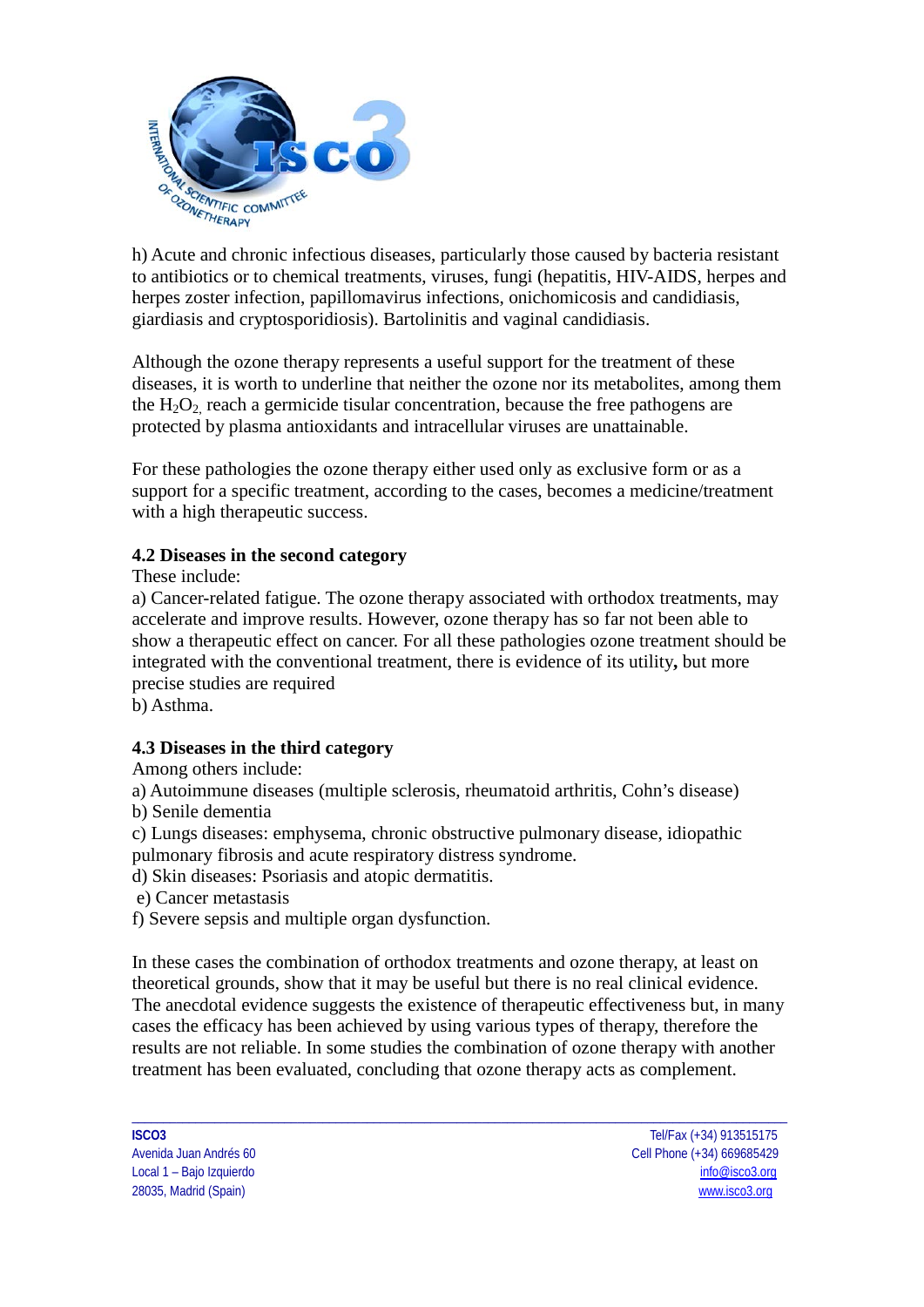h) Acute and chronic infectious diseases, particularly those caused by bacteria resistant to antibiotics or to chemical treatments, viruses, fungi (hepatitis, HIV-AIDS, herpes and herpes zoster infection, papillomavirus infections, onichomicosis and candidiasis, giardiasis and cryptosporidiosis). Bartolinitis and vaginal candidiasis.

Although the ozone therapy represents a useful support for the treatment of these diseases, it is worth to underline that neither the ozone nor its metabolites, among them the $H_2O_2$, reach a germicide tisular concentration, because the free pathogens are protected by plasma antioxidants and intracellular viruses are unattainable.

For these pathologies the ozone therapy either used only as exclusive form or as a support for a specific treatment, according to the cases, becomes a medicine/treatment with a high therapeutic success.

### 4.2 Diseases in the second category

These include:

a) Cancer-related fatigue. The ozone therapy associated with orthodox treatments, may accelerate and improve results. However, ozone therapy has so far not been able to show a therapeutic effect on cancer. For all these pathologies ozone treatment should be integrated with the conventional treatment, there is evidence of its utility**,** but more precise studies are required

b) Asthma.

### 4.3 Diseases in the third category

Among others include:

a) Autoimmune diseases (multiple sclerosis, rheumatoid arthritis, Cohn's disease)

b) Senile dementia

c) Lungs diseases: emphysema, chronic obstructive pulmonary disease, idiopathic pulmonary fibrosis and acute respiratory distress syndrome.

d) Skin diseases: Psoriasis and atopic dermatitis.

e) Cancer metastasis

f) Severe sepsis and multiple organ dysfunction.

In these cases the combination of orthodox treatments and ozone therapy, at least on theoretical grounds, show that it may be useful but there is no real clinical evidence. The anecdotal evidence suggests the existence of therapeutic effectiveness but, in many cases the efficacy has been achieved by using various types of therapy, therefore the results are not reliable. In some studies the combination of ozone therapy with another treatment has been evaluated, concluding that ozone therapy acts as complement.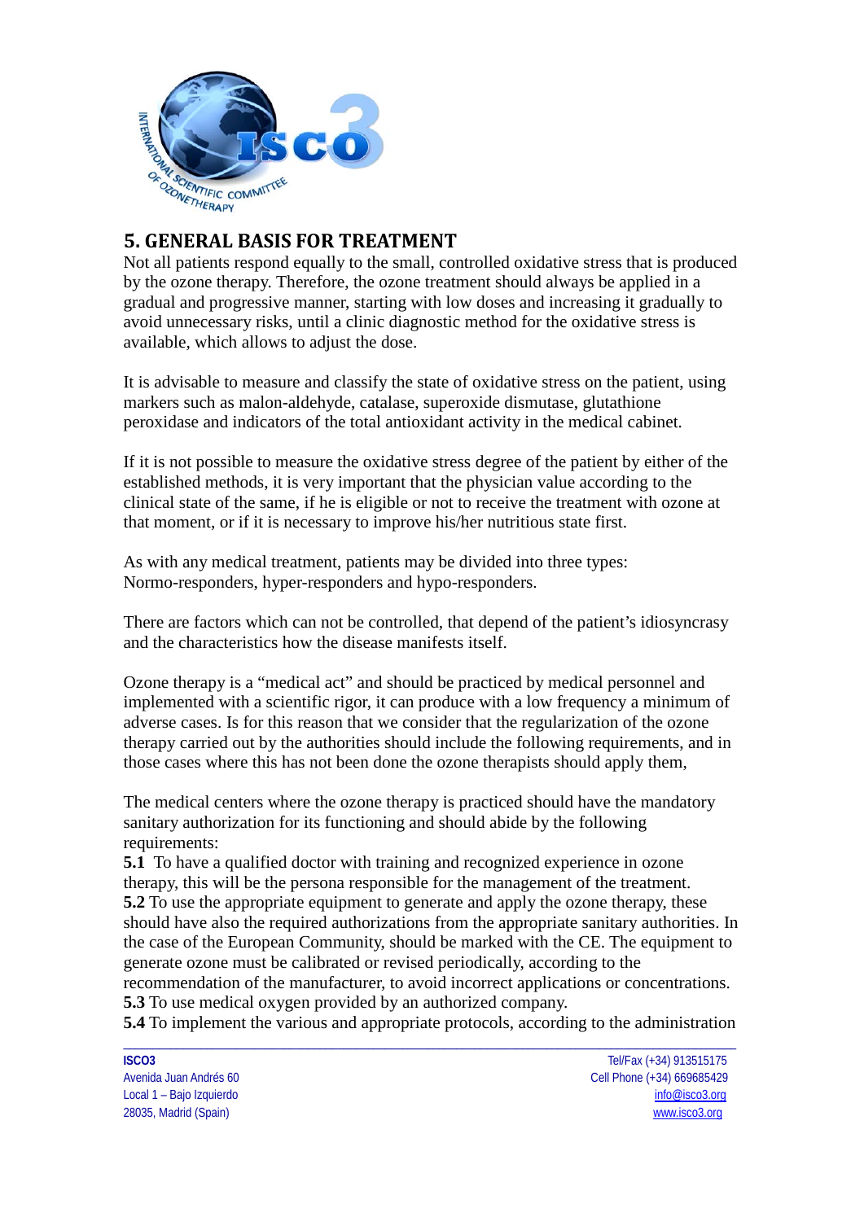## 5. GENERAL BASIS FOR TREATMENT

Not all patients respond equally to the small, controlled oxidative stress that is produced by the ozone therapy. Therefore, the ozone treatment should always be applied in a gradual and progressive manner, starting with low doses and increasing it gradually to avoid unnecessary risks, until a clinic diagnostic method for the oxidative stress is available, which allows to adjust the dose.

It is advisable to measure and classify the state of oxidative stress on the patient, using markers such as malon-aldehyde, catalase, superoxide dismutase, glutathione peroxidase and indicators of the total antioxidant activity in the medical cabinet.

If it is not possible to measure the oxidative stress degree of the patient by either of the established methods, it is very important that the physician value according to the clinical state of the same, if he is eligible or not to receive the treatment with ozone at that moment, or if it is necessary to improve his/her nutritious state first.

As with any medical treatment, patients may be divided into three types: Normo-responders, hyper-responders and hypo-responders.

There are factors which can not be controlled, that depend of the patient's idiosyncrasy and the characteristics how the disease manifests itself.

Ozone therapy is a "medical act" and should be practiced by medical personnel and implemented with a scientific rigor, it can produce with a low frequency a minimum of adverse cases. Is for this reason that we consider that the regularization of the ozone therapy carried out by the authorities should include the following requirements, and in those cases where this has not been done the ozone therapists should apply them,

The medical centers where the ozone therapy is practiced should have the mandatory sanitary authorization for its functioning and should abide by the following requirements:

**5.1** To have a qualified doctor with training and recognized experience in ozone therapy, this will be the persona responsible for the management of the treatment.

**5.2** To use the appropriate equipment to generate and apply the ozone therapy, these should have also the required authorizations from the appropriate sanitary authorities. In the case of the European Community, should be marked with the CE. The equipment to generate ozone must be calibrated or revised periodically, according to the recommendation of the manufacturer, to avoid incorrect applications or concentrations.

**5.3** To use medical oxygen provided by an authorized company.

**5.4** To implement the various and appropriate protocols, according to the administration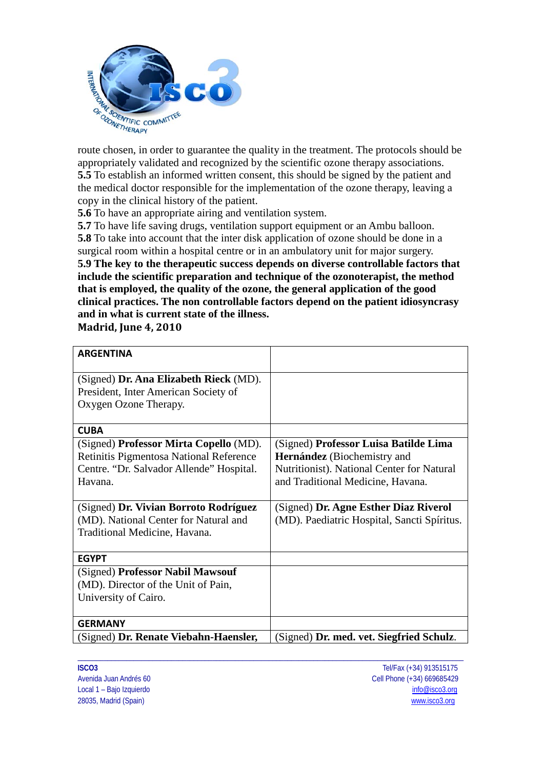route chosen, in order to guarantee the quality in the treatment. The protocols should be appropriately validated and recognized by the scientific ozone therapy associations.

**5.5** To establish an informed written consent, this should be signed by the patient and the medical doctor responsible for the implementation of the ozone therapy, leaving a copy in the clinical history of the patient.

**5.6** To have an appropriate airing and ventilation system.

**5.7** To have life saving drugs, ventilation support equipment or an Ambu balloon.

**5.8** To take into account that the inter disk application of ozone should be done in a surgical room within a hospital centre or in an ambulatory unit for major surgery.

**5.9 The key to the therapeutic success depends on diverse controllable factors that include the scientific preparation and technique of the ozonoterapist, the method that is employed, the quality of the ozone, the general application of the good clinical practices. The non controllable factors depend on the patient idiosyncrasy and in what is current state of the illness.**

**Madrid, June 4, 2010**

| **ARGENTINA** | |
|---|---|
| (Signed) **Dr. Ana Elizabeth Rieck** (MD). President, Inter American Society of Oxygen Ozone Therapy. | |
| **CUBA** | |
| (Signed) **Professor Mirta Copello** (MD). Retinitis Pigmentosa National Reference Centre. "Dr. Salvador Allende" Hospital. Havana. | (Signed) **Professor Luisa Batilde Lima Hernández** (Biochemistry and Nutritionist). National Center for Natural and Traditional Medicine, Havana. |
| (Signed) **Dr. Vivian Borroto Rodríguez** (MD). National Center for Natural and Traditional Medicine, Havana. | (Signed) **Dr. Agne Esther Diaz Riverol** (MD). Paediatric Hospital, Sancti Spíritus. |
| **EGYPT** | |
| (Signed) **Professor Nabil Mawsouf** (MD). Director of the Unit of Pain, University of Cairo. | |
| **GERMANY** | |
| (Signed) **Dr. Renate Viebahn-Haensler,** | (Signed) **Dr. med. vet. Siegfried Schulz**. |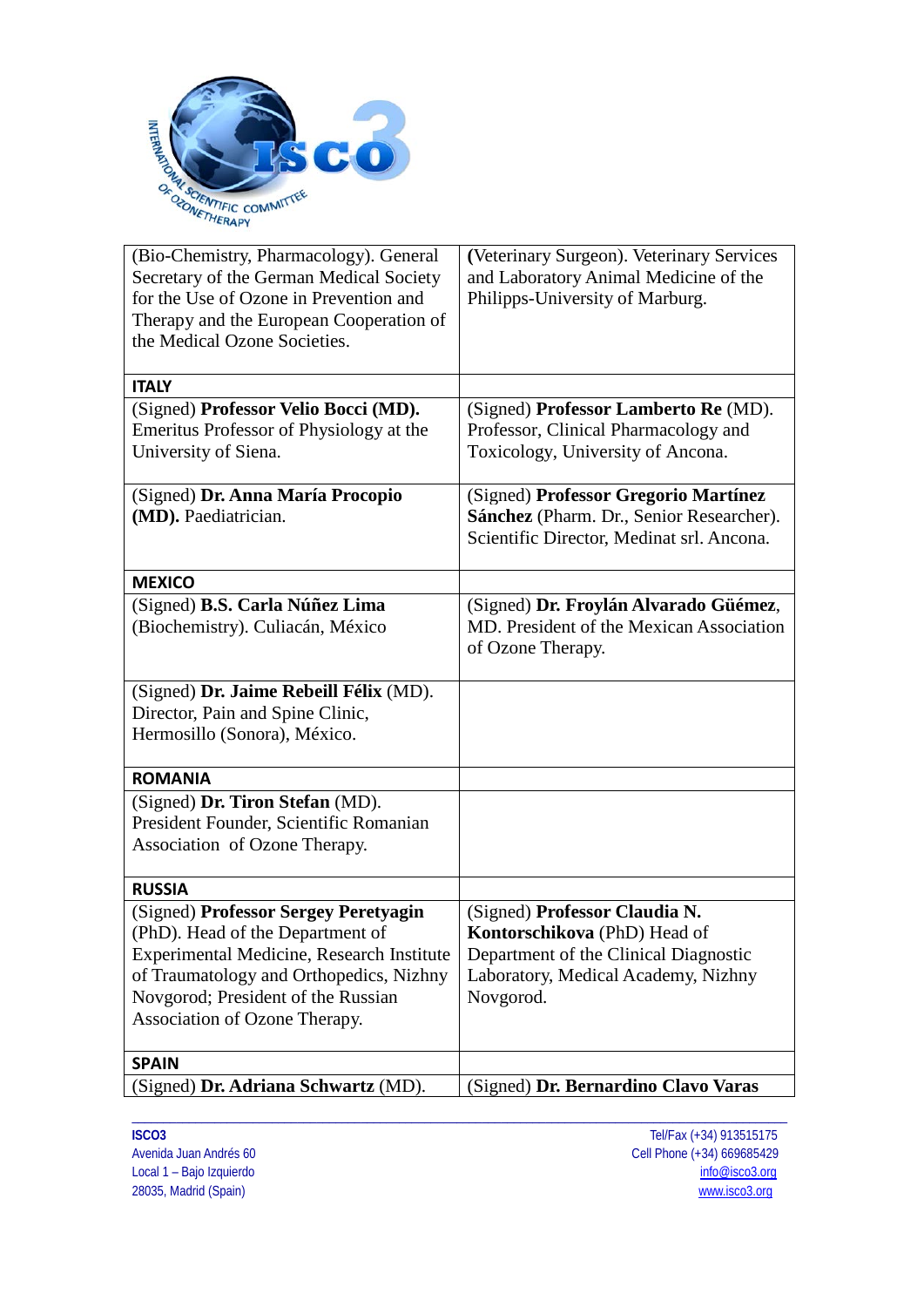| | |
|---|---|
| (Bio-Chemistry, Pharmacology). General Secretary of the German Medical Society for the Use of Ozone in Prevention and Therapy and the European Cooperation of the Medical Ozone Societies. | **(**Veterinary Surgeon). Veterinary Services and Laboratory Animal Medicine of the Philipps-University of Marburg. |
| **ITALY** | |
| (Signed) **Professor Velio Bocci (MD).** Emeritus Professor of Physiology at the University of Siena. | (Signed) **Professor Lamberto Re** (MD). Professor, Clinical Pharmacology and Toxicology, University of Ancona. |
| (Signed) **Dr. Anna María Procopio (MD).** Paediatrician. | (Signed) **Professor Gregorio Martínez Sánchez** (Pharm. Dr., Senior Researcher). Scientific Director, Medinat srl. Ancona. |
| **MEXICO** | |
| (Signed) **B.S. Carla Núñez Lima** (Biochemistry). Culiacán, México | (Signed) **Dr. Froylán Alvarado Güémez**, MD. President of the Mexican Association of Ozone Therapy. |
| (Signed) **Dr. Jaime Rebeill Félix** (MD). Director, Pain and Spine Clinic, Hermosillo (Sonora), México. | |
| **ROMANIA** | |
| (Signed) **Dr. Tiron Stefan** (MD). President Founder, Scientific Romanian Association of Ozone Therapy. | |
| **RUSSIA** | |
| (Signed) **Professor Sergey Peretyagin** (PhD). Head of the Department of Experimental Medicine, Research Institute of Traumatology and Orthopedics, Nizhny Novgorod; President of the Russian Association of Ozone Therapy. | (Signed) **Professor Claudia N. Kontorschikova** (PhD) Head of Department of the Clinical Diagnostic Laboratory, Medical Academy, Nizhny Novgorod. |
| **SPAIN** | |
| (Signed) **Dr. Adriana Schwartz** (MD). | (Signed) **Dr. Bernardino Clavo Varas** |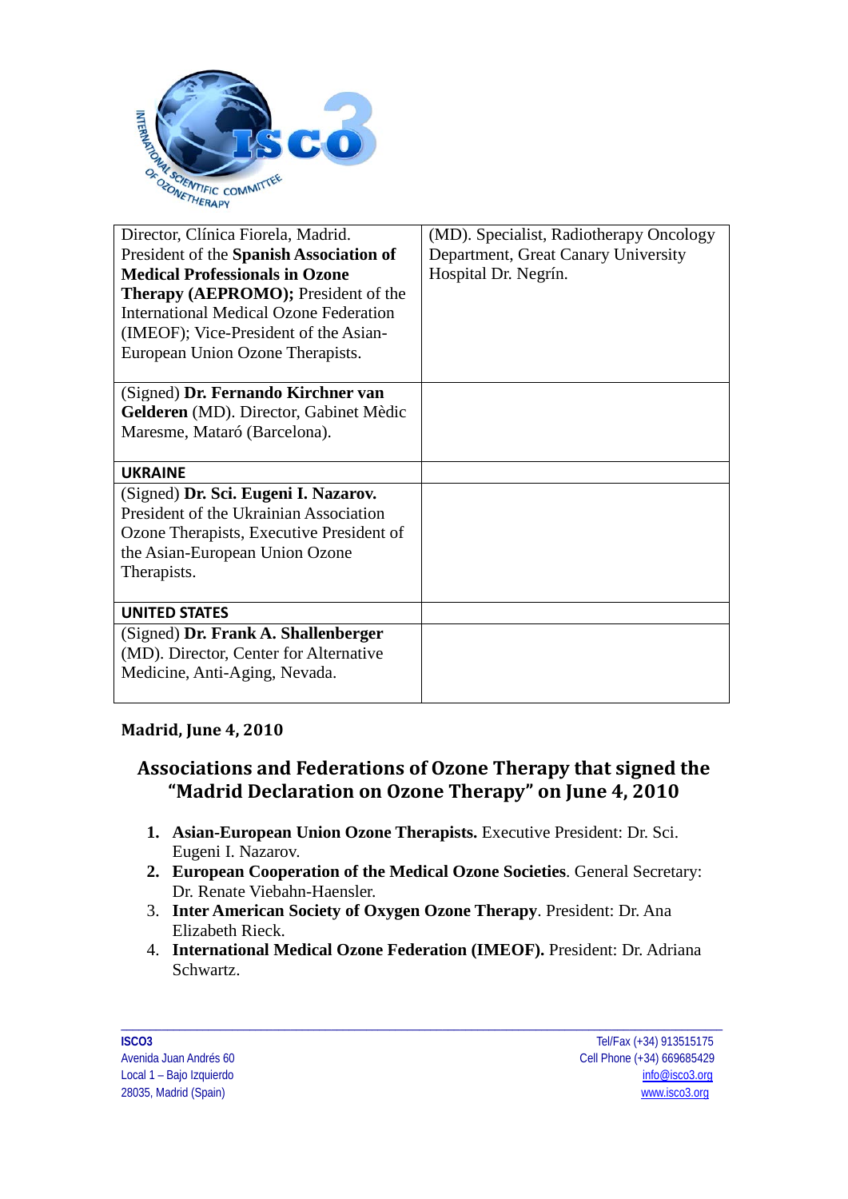| Director, Clínica Fiorela, Madrid. President of the **Spanish Association of Medical Professionals in Ozone Therapy (AEPROMO);** President of the International Medical Ozone Federation (IMEOF); Vice-President of the Asian-European Union Ozone Therapists. | (MD). Specialist, Radiotherapy Oncology Department, Great Canary University Hospital Dr. Negrín. |
|---|---|
| (Signed) **Dr. Fernando Kirchner van Gelderen** (MD). Director, Gabinet Mèdic Maresme, Mataró (Barcelona). | |
| **UKRAINE** | |
| (Signed) **Dr. Sci. Eugeni I. Nazarov.** President of the Ukrainian Association Ozone Therapists, Executive President of the Asian-European Union Ozone Therapists. | |
| **UNITED STATES** | |
| (Signed) **Dr. Frank A. Shallenberger** (MD). Director, Center for Alternative Medicine, Anti-Aging, Nevada. | |

**Madrid, June 4, 2010**

## Associations and Federations of Ozone Therapy that signed the "Madrid Declaration on Ozone Therapy" on June 4, 2010

1. **Asian-European Union Ozone Therapists.** Executive President: Dr. Sci. Eugeni I. Nazarov.
2. **European Cooperation of the Medical Ozone Societies**. General Secretary: Dr. Renate Viebahn-Haensler.
3. **Inter American Society of Oxygen Ozone Therapy**. President: Dr. Ana Elizabeth Rieck.
4. **International Medical Ozone Federation (IMEOF).** President: Dr. Adriana Schwartz.

ISCO3
Avenida Juan Andrés 60
Local 1 – Bajo Izquierdo
28035, Madrid (Spain)

Tel/Fax (+34) 913515175
Cell Phone (+34) 669685429
info@isco3.org
www.isco3.org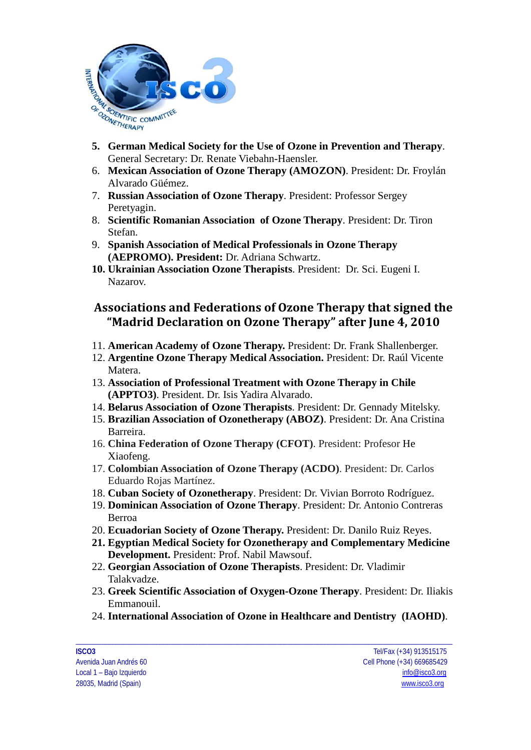5. **German Medical Society for the Use of Ozone in Prevention and Therapy**. General Secretary: Dr. Renate Viebahn-Haensler.
6. **Mexican Association of Ozone Therapy (AMOZON)**. President: Dr. Froylán Alvarado Güémez.
7. **Russian Association of Ozone Therapy**. President: Professor Sergey Peretyagin.
8. **Scientific Romanian Association of Ozone Therapy**. President: Dr. Tiron Stefan.
9. **Spanish Association of Medical Professionals in Ozone Therapy (AEPROMO). President:** Dr. Adriana Schwartz.
10. **Ukrainian Association Ozone Therapists**. President: Dr. Sci. Eugeni I. Nazarov.

## Associations and Federations of Ozone Therapy that signed the "Madrid Declaration on Ozone Therapy" after June 4, 2010

11. **American Academy of Ozone Therapy.** President: Dr. Frank Shallenberger.
12. **Argentine Ozone Therapy Medical Association.** President: Dr. Raúl Vicente Matera.
13. **Association of Professional Treatment with Ozone Therapy in Chile (APPTO3)**. President. Dr. Isis Yadira Alvarado.
14. **Belarus Association of Ozone Therapists**. President: Dr. Gennady Mitelsky.
15. **Brazilian Association of Ozonetherapy (ABOZ)**. President: Dr. Ana Cristina Barreira.
16. **China Federation of Ozone Therapy (CFOT)**. President: Profesor He Xiaofeng.
17. **Colombian Association of Ozone Therapy (ACDO)**. President: Dr. Carlos Eduardo Rojas Martínez.
18. **Cuban Society of Ozonetherapy**. President: Dr. Vivian Borroto Rodríguez.
19. **Dominican Association of Ozone Therapy**. President: Dr. Antonio Contreras Berroa
20. **Ecuadorian Society of Ozone Therapy.** President: Dr. Danilo Ruiz Reyes.
21. **Egyptian Medical Society for Ozonetherapy and Complementary Medicine Development.** President: Prof. Nabil Mawsouf.
22. **Georgian Association of Ozone Therapists**. President: Dr. Vladimir Talakvadze.
23. **Greek Scientific Association of Oxygen-Ozone Therapy**. President: Dr. Iliakis Emmanouil.
24. **International Association of Ozone in Healthcare and Dentistry (IAOHD)**.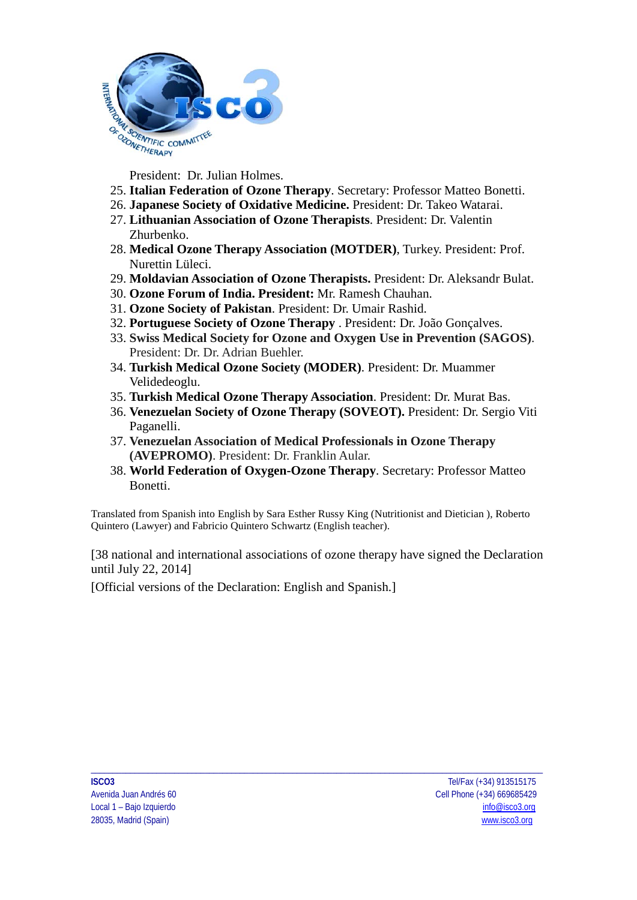President: Dr. Julian Holmes.

25. **Italian Federation of Ozone Therapy**. Secretary: Professor Matteo Bonetti.
26. **Japanese Society of Oxidative Medicine.** President: Dr. Takeo Watarai.
27. **Lithuanian Association of Ozone Therapists**. President: Dr. Valentin Zhurbenko.
28. **Medical Ozone Therapy Association (MOTDER)**, Turkey. President: Prof. Nurettin Lüleci.
29. **Moldavian Association of Ozone Therapists.** President: Dr. Aleksandr Bulat.
30. **Ozone Forum of India. President:** Mr. Ramesh Chauhan.
31. **Ozone Society of Pakistan**. President: Dr. Umair Rashid.
32. **Portuguese Society of Ozone Therapy** . President: Dr. João Gonçalves.
33. **Swiss Medical Society for Ozone and Oxygen Use in Prevention (SAGOS)**. President: Dr. Dr. Adrian Buehler.
34. **Turkish Medical Ozone Society (MODER)**. President: Dr. Muammer Velidedeoglu.
35. **Turkish Medical Ozone Therapy Association**. President: Dr. Murat Bas.
36. **Venezuelan Society of Ozone Therapy (SOVEOT).** President: Dr. Sergio Viti Paganelli.
37. **Venezuelan Association of Medical Professionals in Ozone Therapy (AVEPROMO)**. President: Dr. Franklin Aular.
38. **World Federation of Oxygen-Ozone Therapy**. Secretary: Professor Matteo Bonetti.

Translated from Spanish into English by Sara Esther Russy King (Nutritionist and Dietician ), Roberto Quintero (Lawyer) and Fabricio Quintero Schwartz (English teacher).

[38 national and international associations of ozone therapy have signed the Declaration until July 22, 2014]

[Official versions of the Declaration: English and Spanish.]